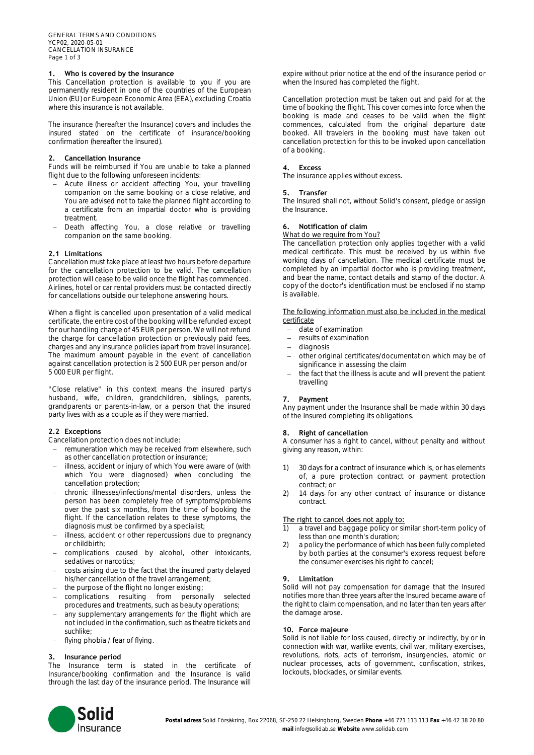GENERAL TERMS AND CONDITIONS
YCP02, 2020-05-01
CANCELLATION INSURANCE

## 1. Who is covered by the insurance

This Cancellation protection is available to you if you are permanently resident in one of the countries of the European Union (EU) or European Economic Area (EEA), excluding Croatia where this insurance is not available.

The insurance (hereafter the Insurance) covers and includes the insured stated on the certificate of insurance/booking confirmation (hereafter the Insured).

## 2. Cancellation Insurance

Funds will be reimbursed if You are unable to take a planned flight due to the following unforeseen incidents:

- Acute illness or accident affecting You, your travelling companion on the same booking or a close relative, and You are advised not to take the planned flight according to a certificate from an impartial doctor who is providing treatment.
- Death affecting You, a close relative or travelling companion on the same booking.

### 2.1 Limitations

Cancellation must take place at least two hours before departure for the cancellation protection to be valid. The cancellation protection will cease to be valid once the flight has commenced. Airlines, hotel or car rental providers must be contacted directly for cancellations outside our telephone answering hours.

When a flight is cancelled upon presentation of a valid medical certificate, the entire cost of the booking will be refunded except for our handling charge of 45 EUR per person. We will not refund the charge for cancellation protection or previously paid fees, charges and any insurance policies (apart from travel insurance). The maximum amount payable in the event of cancellation against cancellation protection is 2 500 EUR per person and/or 5 000 EUR per flight.

"Close relative" in this context means the insured party's husband, wife, children, grandchildren, siblings, parents, grandparents or parents-in-law, or a person that the insured party lives with as a couple as if they were married.

### 2.2 Exceptions

Cancellation protection does not include:

- remuneration which may be received from elsewhere, such as other cancellation protection or insurance;
- illness, accident or injury of which You were aware of (with which You were diagnosed) when concluding the cancellation protection;
- chronic illnesses/infections/mental disorders, unless the person has been completely free of symptoms/problems over the past six months, from the time of booking the flight. If the cancellation relates to these symptoms, the diagnosis must be confirmed by a specialist;
- illness, accident or other repercussions due to pregnancy or childbirth;
- complications caused by alcohol, other intoxicants, sedatives or narcotics;
- costs arising due to the fact that the insured party delayed his/her cancellation of the travel arrangement;
- the purpose of the flight no longer existing;
- complications resulting from personally selected procedures and treatments, such as beauty operations;
- any supplementary arrangements for the flight which are not included in the confirmation, such as theatre tickets and suchlike;
- flying phobia / fear of flying.

## 3. Insurance period

The Insurance term is stated in the certificate of Insurance/booking confirmation and the Insurance is valid through the last day of the insurance period. The Insurance will expire without prior notice at the end of the insurance period or when the Insured has completed the flight.

Cancellation protection must be taken out and paid for at the time of booking the flight. This cover comes into force when the booking is made and ceases to be valid when the flight commences, calculated from the original departure date booked. All travelers in the booking must have taken out cancellation protection for this to be invoked upon cancellation of a booking.

## 4. Excess

The insurance applies without excess.

## 5. Transfer

The Insured shall not, without Solid's consent, pledge or assign the Insurance.

## 6. Notification of claim

What do we require from You?

The cancellation protection only applies together with a valid medical certificate. This must be received by us within five working days of cancellation. The medical certificate must be completed by an impartial doctor who is providing treatment, and bear the name, contact details and stamp of the doctor. A copy of the doctor's identification must be enclosed if no stamp is available.

The following information must also be included in the medical certificate

- date of examination
- results of examination
- diagnosis
- other original certificates/documentation which may be of significance in assessing the claim
- the fact that the illness is acute and will prevent the patient travelling

## 7. Payment

Any payment under the Insurance shall be made within 30 days of the Insured completing its obligations.

## 8. Right of cancellation

A consumer has a right to cancel, without penalty and without giving any reason, within:

1) 30 days for a contract of insurance which is, or has elements of, a pure protection contract or payment protection contract; or
2) 14 days for any other contract of insurance or distance contract.

The right to cancel does not apply to:

1) a travel and baggage policy or similar short-term policy of less than one month's duration;
2) a policy the performance of which has been fully completed by both parties at the consumer's express request before the consumer exercises his right to cancel;

## 9. Limitation

Solid will not pay compensation for damage that the Insured notifies more than three years after the Insured became aware of the right to claim compensation, and no later than ten years after the damage arose.

## 10. Force majeure

Solid is not liable for loss caused, directly or indirectly, by or in connection with war, warlike events, civil war, military exercises, revolutions, riots, acts of terrorism, insurgencies, atomic or nuclear processes, acts of government, confiscation, strikes, lockouts, blockades, or similar events.

Solid Insurance

**Postal adress** Solid Försäkring, Box 22068, SE-250 22 Helsingborg, Sweden **Phone** +46 771 113 113 **Fax** +46 42 38 20 80
**mail** info@solidab.se **Website** www.solidab.com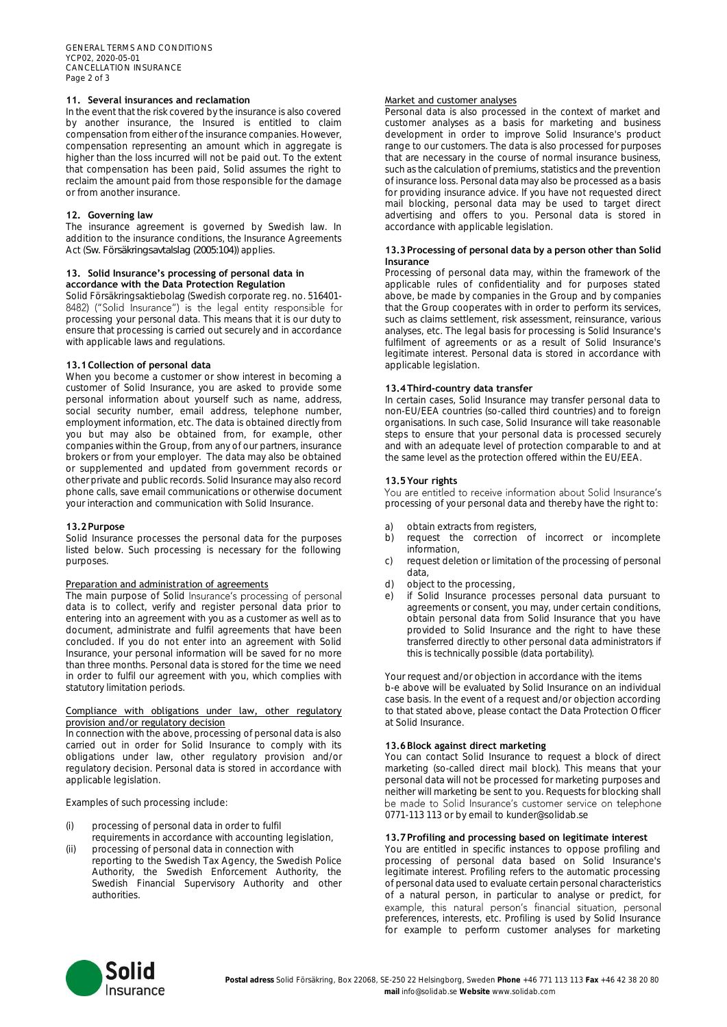## 11. Several insurances and reclamation

In the event that the risk covered by the insurance is also covered by another insurance, the Insured is entitled to claim compensation from either of the insurance companies. However, compensation representing an amount which in aggregate is higher than the loss incurred will not be paid out. To the extent that compensation has been paid, Solid assumes the right to reclaim the amount paid from those responsible for the damage or from another insurance.

## 12. Governing law

The insurance agreement is governed by Swedish law. In addition to the insurance conditions, the Insurance Agreements Act (Sw. Försäkringsavtalslag (2005:104)) applies.

## 13. Solid Insurance's processing of personal data in accordance with the Data Protection Regulation

Solid Försäkringsaktiebolag (Swedish corporate reg. no. 516401-8482) ("Solid Insurance") is the legal entity responsible for processing your personal data. This means that it is our duty to ensure that processing is carried out securely and in accordance with applicable laws and regulations.

### 13.1 Collection of personal data

When you become a customer or show interest in becoming a customer of Solid Insurance, you are asked to provide some personal information about yourself such as name, address, social security number, email address, telephone number, employment information, etc. The data is obtained directly from you but may also be obtained from, for example, other companies within the Group, from any of our partners, insurance brokers or from your employer. The data may also be obtained or supplemented and updated from government records or other private and public records. Solid Insurance may also record phone calls, save email communications or otherwise document your interaction and communication with Solid Insurance.

### 13.2 Purpose

Solid Insurance processes the personal data for the purposes listed below. Such processing is necessary for the following purposes.

Preparation and administration of agreements

The main purpose of Solid Insurance's processing of personal data is to collect, verify and register personal data prior to entering into an agreement with you as a customer as well as to document, administrate and fulfil agreements that have been concluded. If you do not enter into an agreement with Solid Insurance, your personal information will be saved for no more than three months. Personal data is stored for the time we need in order to fulfil our agreement with you, which complies with statutory limitation periods.

Compliance with obligations under law, other regulatory provision and/or regulatory decision

In connection with the above, processing of personal data is also carried out in order for Solid Insurance to comply with its obligations under law, other regulatory provision and/or regulatory decision. Personal data is stored in accordance with applicable legislation.

Examples of such processing include:

(i) processing of personal data in order to fulfil requirements in accordance with accounting legislation,
(ii) processing of personal data in connection with reporting to the Swedish Tax Agency, the Swedish Police Authority, the Swedish Enforcement Authority, the Swedish Financial Supervisory Authority and other authorities.

Market and customer analyses

Personal data is also processed in the context of market and customer analyses as a basis for marketing and business development in order to improve Solid Insurance's product range to our customers. The data is also processed for purposes that are necessary in the course of normal insurance business, such as the calculation of premiums, statistics and the prevention of insurance loss. Personal data may also be processed as a basis for providing insurance advice. If you have not requested direct mail blocking, personal data may be used to target direct advertising and offers to you. Personal data is stored in accordance with applicable legislation.

### 13.3 Processing of personal data by a person other than Solid Insurance

Processing of personal data may, within the framework of the applicable rules of confidentiality and for purposes stated above, be made by companies in the Group and by companies that the Group cooperates with in order to perform its services, such as claims settlement, risk assessment, reinsurance, various analyses, etc. The legal basis for processing is Solid Insurance's fulfilment of agreements or as a result of Solid Insurance's legitimate interest. Personal data is stored in accordance with applicable legislation.

### 13.4 Third-country data transfer

In certain cases, Solid Insurance may transfer personal data to non-EU/EEA countries (so-called third countries) and to foreign organisations. In such case, Solid Insurance will take reasonable steps to ensure that your personal data is processed securely and with an adequate level of protection comparable to and at the same level as the protection offered within the EU/EEA.

### 13.5 Your rights

You are entitled to receive information about Solid Insurance's processing of your personal data and thereby have the right to:

a) obtain extracts from registers,
b) request the correction of incorrect or incomplete information,
c) request deletion or limitation of the processing of personal data,
d) object to the processing,
e) if Solid Insurance processes personal data pursuant to agreements or consent, you may, under certain conditions, obtain personal data from Solid Insurance that you have provided to Solid Insurance and the right to have these transferred directly to other personal data administrators if this is technically possible (data portability).

Your request and/or objection in accordance with the items b-e above will be evaluated by Solid Insurance on an individual case basis. In the event of a request and/or objection according to that stated above, please contact the Data Protection Officer at Solid Insurance.

### 13.6 Block against direct marketing

You can contact Solid Insurance to request a block of direct marketing (so-called direct mail block). This means that your personal data will not be processed for marketing purposes and neither will marketing be sent to you. Requests for blocking shall be made to Solid Insurance's customer service on telephone 0771-113 113 or by email to kunder@solidab.se

### 13.7 Profiling and processing based on legitimate interest

You are entitled in specific instances to oppose profiling and processing of personal data based on Solid Insurance's legitimate interest. Profiling refers to the automatic processing of personal data used to evaluate certain personal characteristics of a natural person, in particular to analyse or predict, for example, this natural person's financial situation, personal preferences, interests, etc. Profiling is used by Solid Insurance for example to perform customer analyses for marketing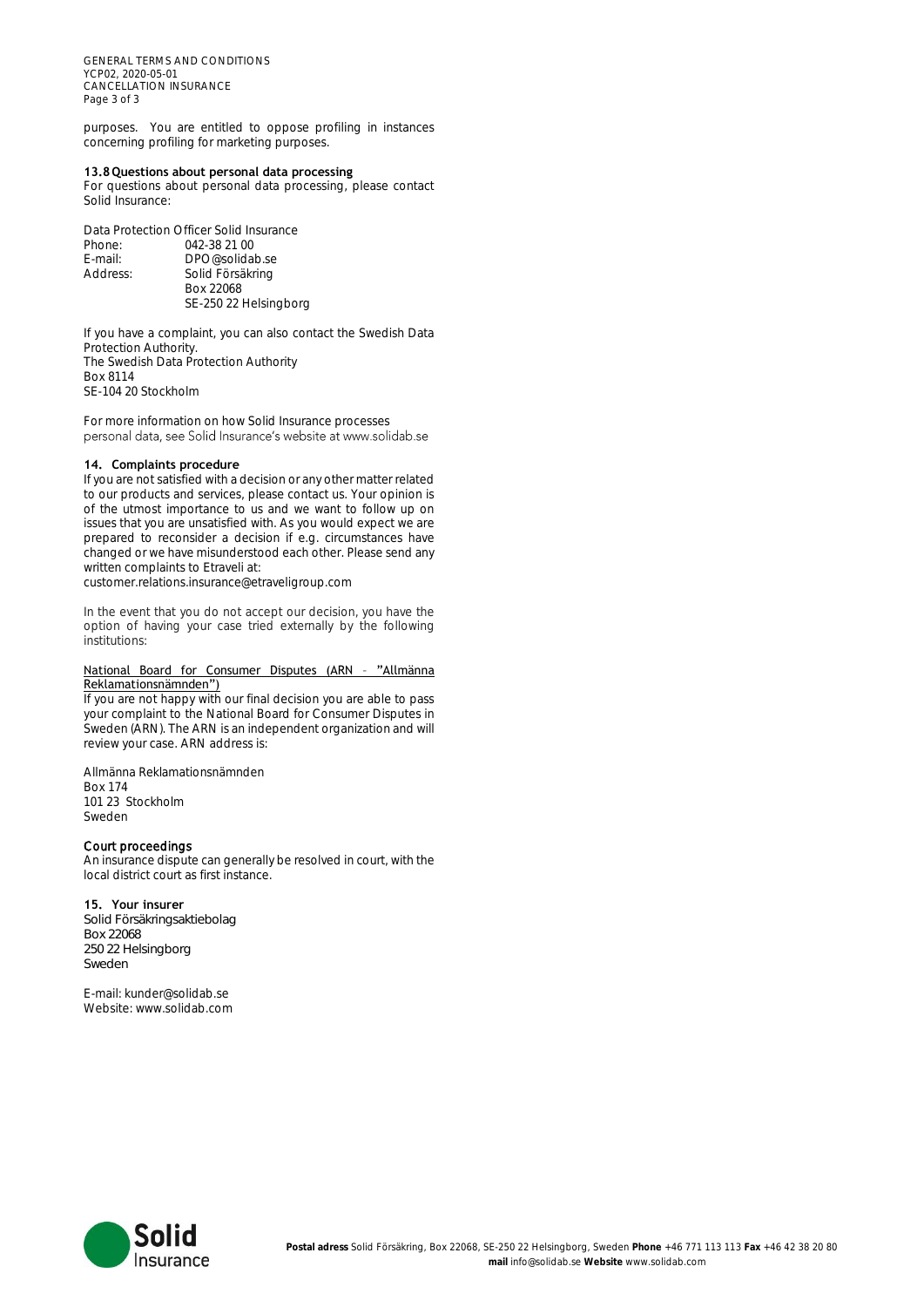purposes. You are entitled to oppose profiling in instances concerning profiling for marketing purposes.

### 13.8 Questions about personal data processing

For questions about personal data processing, please contact Solid Insurance:

Data Protection Officer Solid Insurance

| | |
|---|---|
| Phone: | 042-38 21 00 |
| E-mail: | DPO@solidab.se |
| Address: | Solid Försäkring<br>Box 22068<br>SE-250 22 Helsingborg |

If you have a complaint, you can also contact the Swedish Data Protection Authority.
The Swedish Data Protection Authority
Box 8114
SE-104 20 Stockholm

For more information on how Solid Insurance processes personal data, see Solid Insurance's website at www.solidab.se

## 14. Complaints procedure

If you are not satisfied with a decision or any other matter related to our products and services, please contact us. Your opinion is of the utmost importance to us and we want to follow up on issues that you are unsatisfied with. As you would expect we are prepared to reconsider a decision if e.g. circumstances have changed or we have misunderstood each other. Please send any written complaints to Etraveli at:
customer.relations.insurance@etraveligroup.com

In the event that you do not accept our decision, you have the option of having your case tried externally by the following institutions:

National Board for Consumer Disputes (ARN – "Allmänna Reklamationsnämnden")

If you are not happy with our final decision you are able to pass your complaint to the National Board for Consumer Disputes in Sweden (ARN). The ARN is an independent organization and will review your case. ARN address is:

Allmänna Reklamationsnämnden
Box 174
101 23 Stockholm
Sweden

### Court proceedings

An insurance dispute can generally be resolved in court, with the local district court as first instance.

## 15. Your insurer

Solid Försäkringsaktiebolag
Box 22068
250 22 Helsingborg
Sweden

E-mail: kunder@solidab.se
Website: www.solidab.com